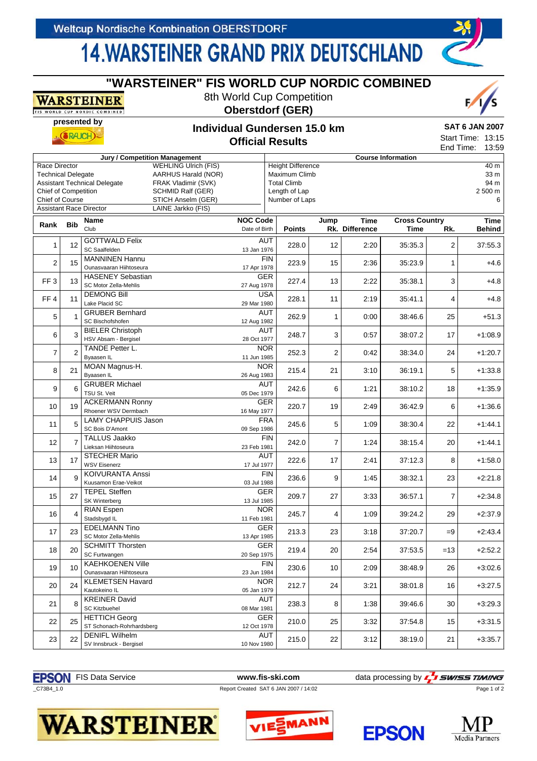Weltcup Nordische Kombination OBERSTDORF

# 14.WARSTEINER GRAND PRIX DEUTSCHLAND

## "WARSTEINER" FIS WORLD CUP NORDIC COMBINED

8th World Cup Competition

**Oberstdorf (GER)**

presented by RAUCH

### Individual Gundersen 15.0 km
### Official Results

**SAT 6 JAN 2007**
Start Time: 13:15
End Time: 13:59

| Jury / Competition Management | |
|---|---|
| Race Director | WEHLING Ulrich (FIS) |
| Technical Delegate | AARHUS Harald (NOR) |
| Assistant Technical Delegate | FRAK Vladimir (SVK) |
| Chief of Competition | SCHMID Ralf (GER) |
| Chief of Course | STICH Anselm (GER) |
| Assistant Race Director | LAINE Jarkko (FIS) |

| Course Information | |
|---|---|
| Height Difference | 40 m |
| Maximum Climb | 33 m |
| Total Climb | 94 m |
| Length of Lap | 2 500 m |
| Number of Laps | 6 |

| Rank | Bib | Name / Club | NOC Code / Date of Birth | Points | Jump Rk. | Time Difference | Cross Country Time | Rk. | Time Behind |
|---|---|---|---|---|---|---|---|---|---|
| 1 | 12 | GOTTWALD Felix / SC Saalfelden | AUT / 13 Jan 1976 | 228.0 | 12 | 2:20 | 35:35.3 | 2 | 37:55.3 |
| 2 | 15 | MANNINEN Hannu / Ounasvaaran Hiihtoseura | FIN / 17 Apr 1978 | 223.9 | 15 | 2:36 | 35:23.9 | 1 | +4.6 |
| FF 3 | 13 | HASENEY Sebastian / SC Motor Zella-Mehlis | GER / 27 Aug 1978 | 227.4 | 13 | 2:22 | 35:38.1 | 3 | +4.8 |
| FF 4 | 11 | DEMONG Bill / Lake Placid SC | USA / 29 Mar 1980 | 228.1 | 11 | 2:19 | 35:41.1 | 4 | +4.8 |
| 5 | 1 | GRUBER Bernhard / SC Bischofshofen | AUT / 12 Aug 1982 | 262.9 | 1 | 0:00 | 38:46.6 | 25 | +51.3 |
| 6 | 3 | BIELER Christoph / HSV Absam - Bergisel | AUT / 28 Oct 1977 | 248.7 | 3 | 0:57 | 38:07.2 | 17 | +1:08.9 |
| 7 | 2 | TANDE Petter L. / Byaasen IL | NOR / 11 Jun 1985 | 252.3 | 2 | 0:42 | 38:34.0 | 24 | +1:20.7 |
| 8 | 21 | MOAN Magnus-H. / Byaasen IL | NOR / 26 Aug 1983 | 215.4 | 21 | 3:10 | 36:19.1 | 5 | +1:33.8 |
| 9 | 6 | GRUBER Michael / TSU St. Veit | AUT / 05 Dec 1979 | 242.6 | 6 | 1:21 | 38:10.2 | 18 | +1:35.9 |
| 10 | 19 | ACKERMANN Ronny / Rhoener WSV Dermbach | GER / 16 May 1977 | 220.7 | 19 | 2:49 | 36:42.9 | 6 | +1:36.6 |
| 11 | 5 | LAMY CHAPPUIS Jason / SC Bois D'Amont | FRA / 09 Sep 1986 | 245.6 | 5 | 1:09 | 38:30.4 | 22 | +1:44.1 |
| 12 | 7 | TALLUS Jaakko / Lieksan Hiihtoseura | FIN / 23 Feb 1981 | 242.0 | 7 | 1:24 | 38:15.4 | 20 | +1:44.1 |
| 13 | 17 | STECHER Mario / WSV Eisenerz | AUT / 17 Jul 1977 | 222.6 | 17 | 2:41 | 37:12.3 | 8 | +1:58.0 |
| 14 | 9 | KOIVURANTA Anssi / Kuusamon Erae-Veikot | FIN / 03 Jul 1988 | 236.6 | 9 | 1:45 | 38:32.1 | 23 | +2:21.8 |
| 15 | 27 | TEPEL Steffen / SK Winterberg | GER / 13 Jul 1985 | 209.7 | 27 | 3:33 | 36:57.1 | 7 | +2:34.8 |
| 16 | 4 | RIAN Espen / Stadsbygd IL | NOR / 11 Feb 1981 | 245.7 | 4 | 1:09 | 39:24.2 | 29 | +2:37.9 |
| 17 | 23 | EDELMANN Tino / SC Motor Zella-Mehlis | GER / 13 Apr 1985 | 213.3 | 23 | 3:18 | 37:20.7 | =9 | +2:43.4 |
| 18 | 20 | SCHMITT Thorsten / SC Furtwangen | GER / 20 Sep 1975 | 219.4 | 20 | 2:54 | 37:53.5 | =13 | +2:52.2 |
| 19 | 10 | KAEHKOENEN Ville / Ounasvaaran Hiihtoseura | FIN / 23 Jun 1984 | 230.6 | 10 | 2:09 | 38:48.9 | 26 | +3:02.6 |
| 20 | 24 | KLEMETSEN Havard / Kautokeino IL | NOR / 05 Jan 1979 | 212.7 | 24 | 3:21 | 38:01.8 | 16 | +3:27.5 |
| 21 | 8 | KREINER David / SC Kitzbuehel | AUT / 08 Mar 1981 | 238.3 | 8 | 1:38 | 39:46.6 | 30 | +3:29.3 |
| 22 | 25 | HETTICH Georg / ST Schonach-Rohrhardsberg | GER / 12 Oct 1978 | 210.0 | 25 | 3:32 | 37:54.8 | 15 | +3:31.5 |
| 23 | 22 | DENIFL Wilhelm / SV Innsbruck - Bergisel | AUT / 10 Nov 1980 | 215.0 | 22 | 3:12 | 38:19.0 | 21 | +3:35.7 |

EPSON FIS Data Service    www.fis-ski.com    data processing by SWISS TIMING

_C73B4_1.0    Report Created SAT 6 JAN 2007 / 14:02

WARSTEINER    VIESSMANN    EPSON    MP Media Partners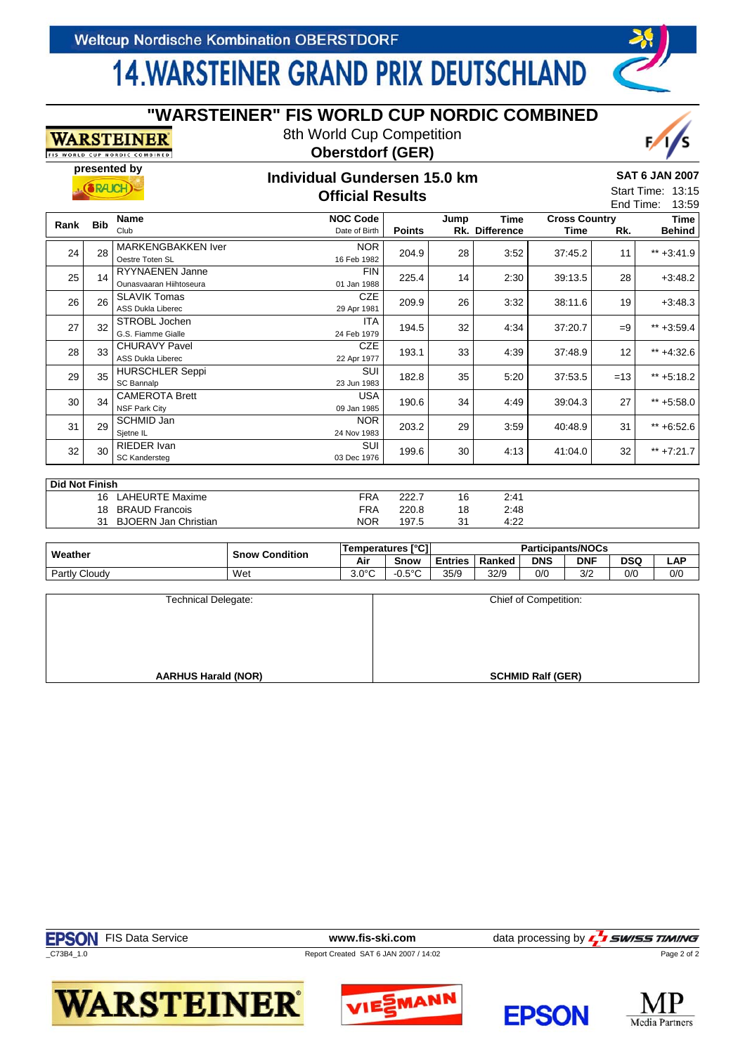Weltcup Nordische Kombination OBERSTDORF

# 14.WARSTEINER GRAND PRIX DEUTSCHLAND

## "WARSTEINER" FIS WORLD CUP NORDIC COMBINED

8th World Cup Competition

**Oberstdorf (GER)**

presented by

### Individual Gundersen 15.0 km

**Official Results**

**SAT 6 JAN 2007**

Start Time: 13:15

End Time: 13:59

| Rank | Bib | Name / Club | NOC Code / Date of Birth | Points | Jump Rk. | Time Difference | Cross Country Time | Rk. | Time Behind |
|---|---|---|---|---|---|---|---|---|---|
| 24 | 28 | MARKENGBAKKEN Iver / Oestre Toten SL | NOR / 16 Feb 1982 | 204.9 | 28 | 3:52 | 37:45.2 | 11 | ** +3:41.9 |
| 25 | 14 | RYYNAENEN Janne / Ounasvaaran Hiihtoseura | FIN / 01 Jan 1988 | 225.4 | 14 | 2:30 | 39:13.5 | 28 | +3:48.2 |
| 26 | 26 | SLAVIK Tomas / ASS Dukla Liberec | CZE / 29 Apr 1981 | 209.9 | 26 | 3:32 | 38:11.6 | 19 | +3:48.3 |
| 27 | 32 | STROBL Jochen / G.S. Fiamme Gialle | ITA / 24 Feb 1979 | 194.5 | 32 | 4:34 | 37:20.7 | =9 | ** +3:59.4 |
| 28 | 33 | CHURAVY Pavel / ASS Dukla Liberec | CZE / 22 Apr 1977 | 193.1 | 33 | 4:39 | 37:48.9 | 12 | ** +4:32.6 |
| 29 | 35 | HURSCHLER Seppi / SC Bannalp | SUI / 23 Jun 1983 | 182.8 | 35 | 5:20 | 37:53.5 | =13 | ** +5:18.2 |
| 30 | 34 | CAMEROTA Brett / NSF Park City | USA / 09 Jan 1985 | 190.6 | 34 | 4:49 | 39:04.3 | 27 | ** +5:58.0 |
| 31 | 29 | SCHMID Jan / Sjetne IL | NOR / 24 Nov 1983 | 203.2 | 29 | 3:59 | 40:48.9 | 31 | ** +6:52.6 |
| 32 | 30 | RIEDER Ivan / SC Kandersteg | SUI / 03 Dec 1976 | 199.6 | 30 | 4:13 | 41:04.0 | 32 | ** +7:21.7 |

**Did Not Finish**

| Bib | Name | NOC | Points | Jump Rk. | Time Difference |
|---|---|---|---|---|---|
| 16 | LAHEURTE Maxime | FRA | 222.7 | 16 | 2:41 |
| 18 | BRAUD Francois | FRA | 220.8 | 18 | 2:48 |
| 31 | BJOERN Jan Christian | NOR | 197.5 | 31 | 4:22 |

| Weather | Snow Condition | Temperatures [°C] | | Participants/NOCs | | | | | |
|---|---|---|---|---|---|---|---|---|---|
| | | Air | Snow | Entries | Ranked | DNS | DNF | DSQ | LAP |
| Partly Cloudy | Wet | 3.0°C | -0.5°C | 35/9 | 32/9 | 0/0 | 3/2 | 0/0 | 0/0 |

| Technical Delegate: | Chief of Competition: |
|---|---|
| **AARHUS Harald (NOR)** | **SCHMID Ralf (GER)** |

EPSON FIS Data Service www.fis-ski.com data processing by SWISS TIMING

_C73B4_1.0 Report Created SAT 6 JAN 2007 / 14:02